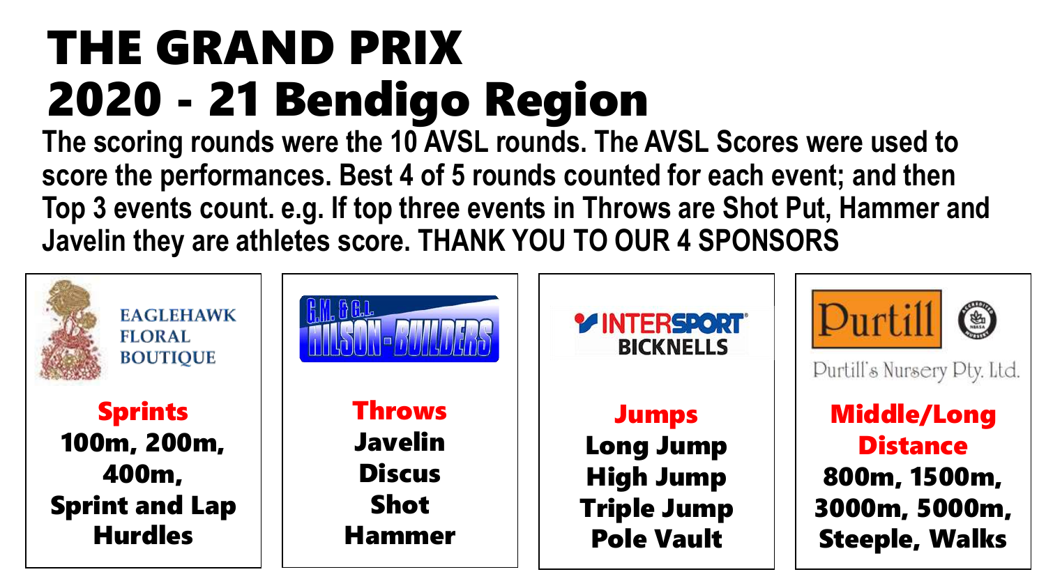# THE GRAND PRIX
# 2020 - 21 Bendigo Region

**The scoring rounds were the 10 AVSL rounds. The AVSL Scores were used to score the performances. Best 4 of 5 rounds counted for each event; and then Top 3 events count. e.g. If top three events in Throws are Shot Put, Hammer and Javelin they are athletes score. THANK YOU TO OUR 4 SPONSORS**

EAGLEHAWK FLORAL BOUTIQUE

**Sprints**
**100m, 200m, 400m, Sprint and Lap Hurdles**

G.M. & G.L. HILSON-BUILDERS

**Throws**
**Javelin**
**Discus**
**Shot**
**Hammer**

INTERSPORT BICKNELLS

**Jumps**
**Long Jump**
**High Jump**
**Triple Jump**
**Pole Vault**

Purtill
Purtill's Nursery Pty. Ltd.

**Middle/Long Distance**
**800m, 1500m, 3000m, 5000m, Steeple, Walks**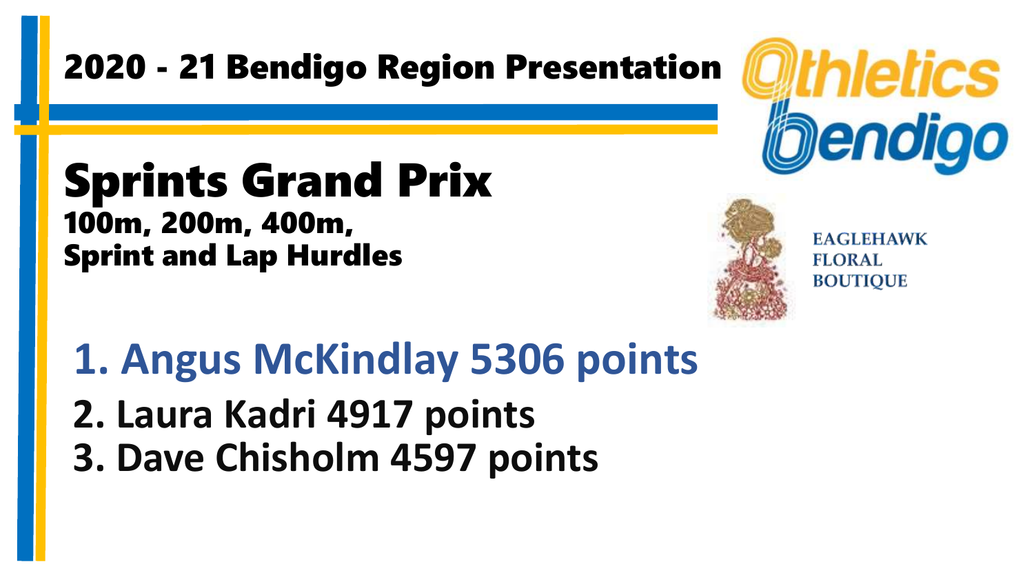# 2020 - 21 Bendigo Region Presentation

## Sprints Grand Prix

**100m, 200m, 400m,**
**Sprint and Lap Hurdles**

EAGLEHAWK
FLORAL
BOUTIQUE

1. Angus McKindlay 5306 points
2. Laura Kadri 4917 points
3. Dave Chisholm 4597 points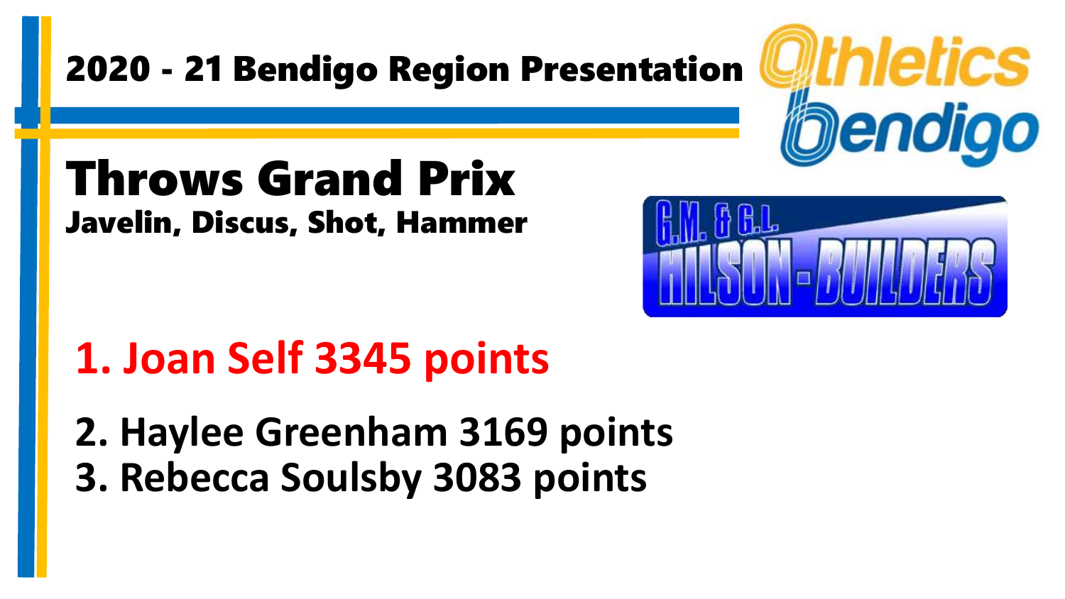## 2020 - 21 Bendigo Region Presentation

# Throws Grand Prix

**Javelin, Discus, Shot, Hammer**

1. Joan Self 3345 points
2. Haylee Greenham 3169 points
3. Rebecca Soulsby 3083 points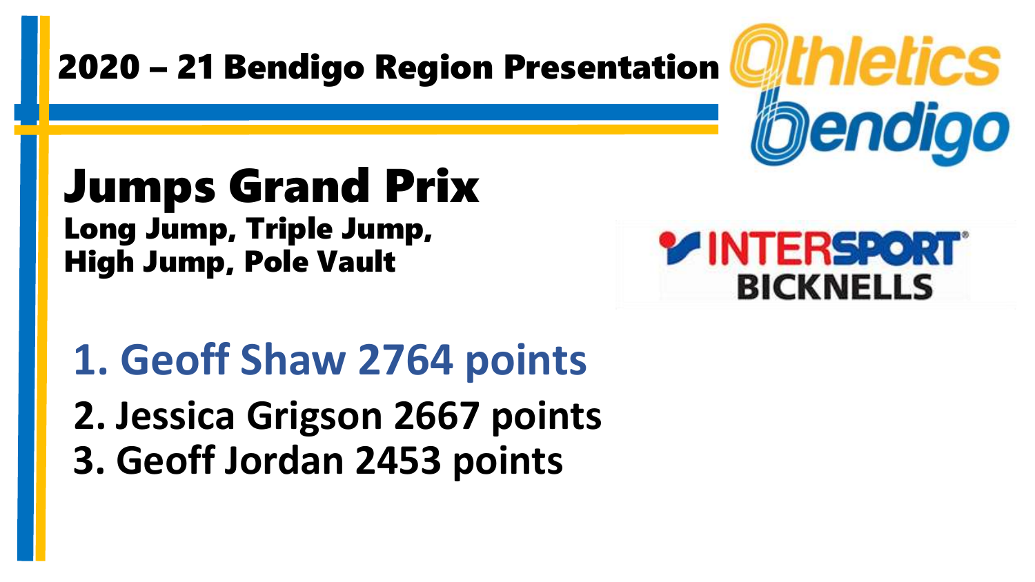# 2020 – 21 Bendigo Region Presentation

Athletics Bendigo

## Jumps Grand Prix

**Long Jump, Triple Jump, High Jump, Pole Vault**

INTERSPORT BICKNELLS

1. Geoff Shaw 2764 points
2. Jessica Grigson 2667 points
3. Geoff Jordan 2453 points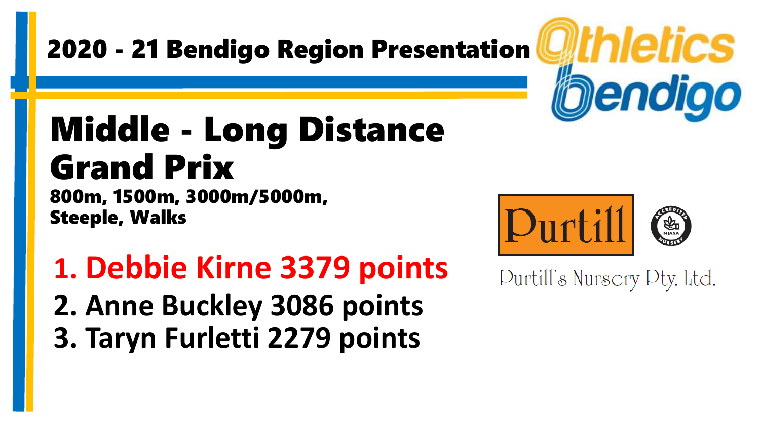## 2020 - 21 Bendigo Region Presentation

Athletics Bendigo

# Middle - Long Distance Grand Prix

**800m, 1500m, 3000m/5000m, Steeple, Walks**

1. Debbie Kirne 3379 points
2. Anne Buckley 3086 points
3. Taryn Furletti 2279 points

Purtill

Purtill's Nursery Pty. Ltd.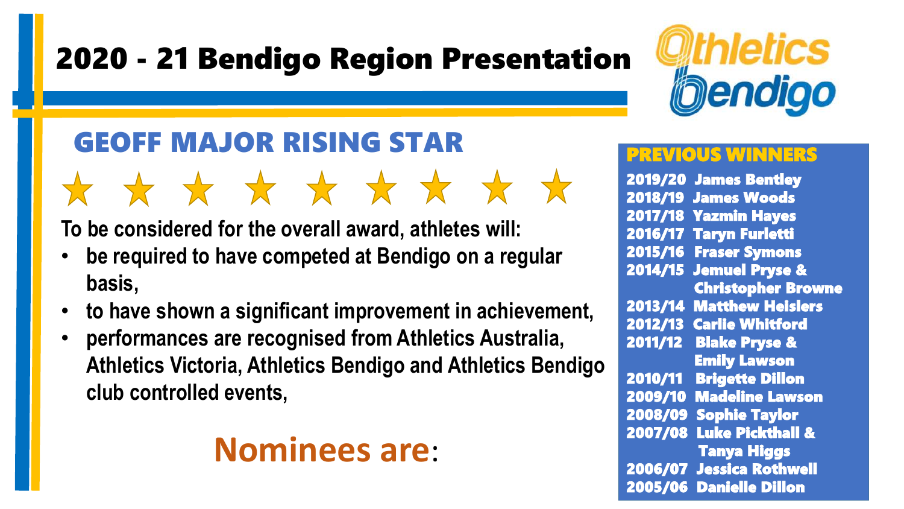# 2020 - 21 Bendigo Region Presentation

Athletics Bendigo

## GEOFF MAJOR RISING STAR

★ ★ ★ ★ ★ ★ ★ ★ ★

**To be considered for the overall award, athletes will:**

- **be required to have competed at Bendigo on a regular basis,**
- **to have shown a significant improvement in achievement,**
- **performances are recognised from Athletics Australia, Athletics Victoria, Athletics Bendigo and Athletics Bendigo club controlled events,**

## Nominees are:

### PREVIOUS WINNERS

**2019/20** James Bentley
**2018/19** James Woods
**2017/18** Yazmin Hayes
**2016/17** Taryn Furletti
**2015/16** Fraser Symons
**2014/15** Jemuel Pryse & Christopher Browne
**2013/14** Matthew Heislers
**2012/13** Carlie Whitford
**2011/12** Blake Pryse & Emily Lawson
**2010/11** Brigette Dillon
**2009/10** Madeline Lawson
**2008/09** Sophie Taylor
**2007/08** Luke Pickthall & Tanya Higgs
**2006/07** Jessica Rothwell
**2005/06** Danielle Dillon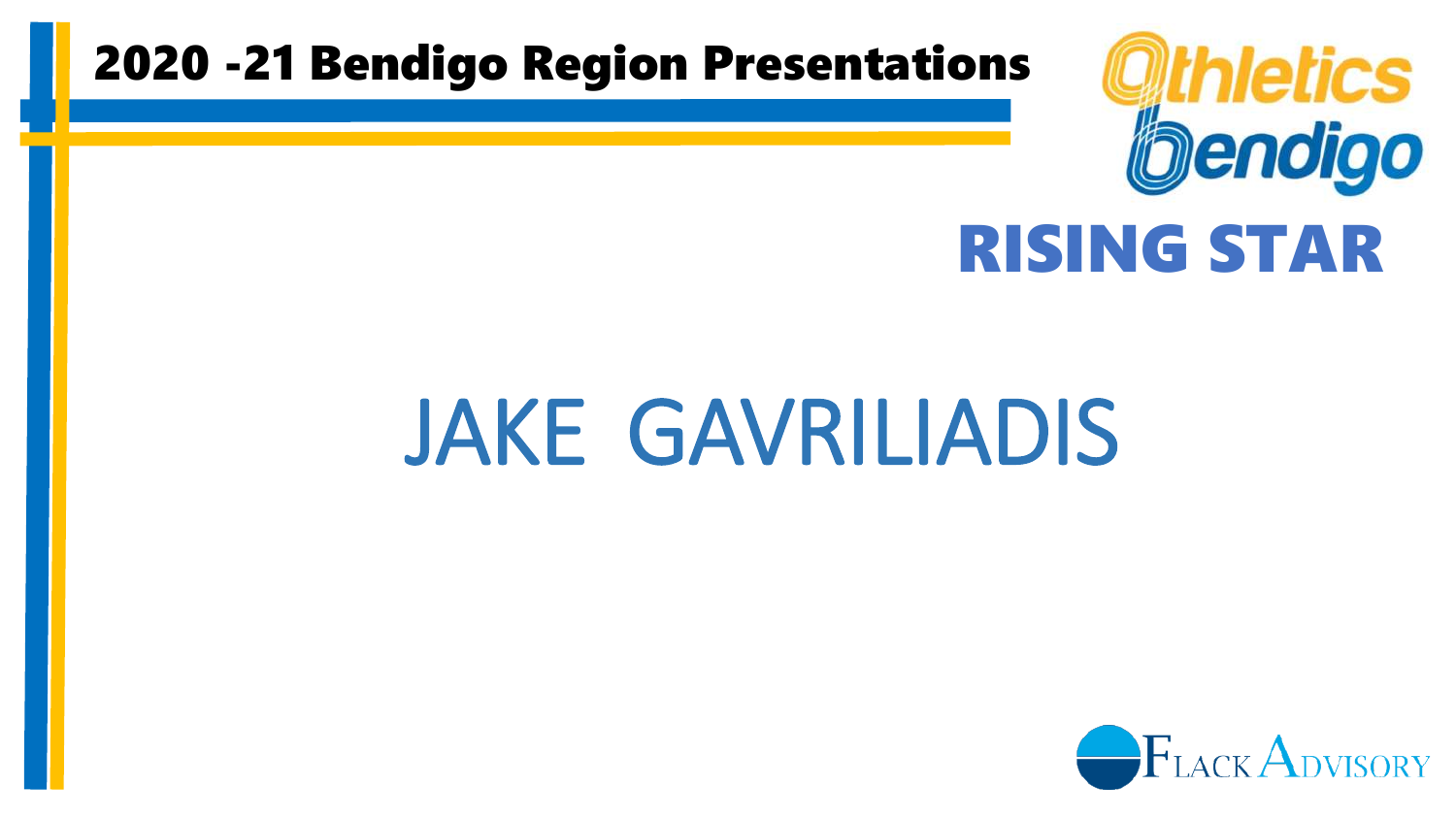# 2020 -21 Bendigo Region Presentations

Athletics Bendigo

## RISING STAR

JAKE GAVRILIADIS

Flack Advisory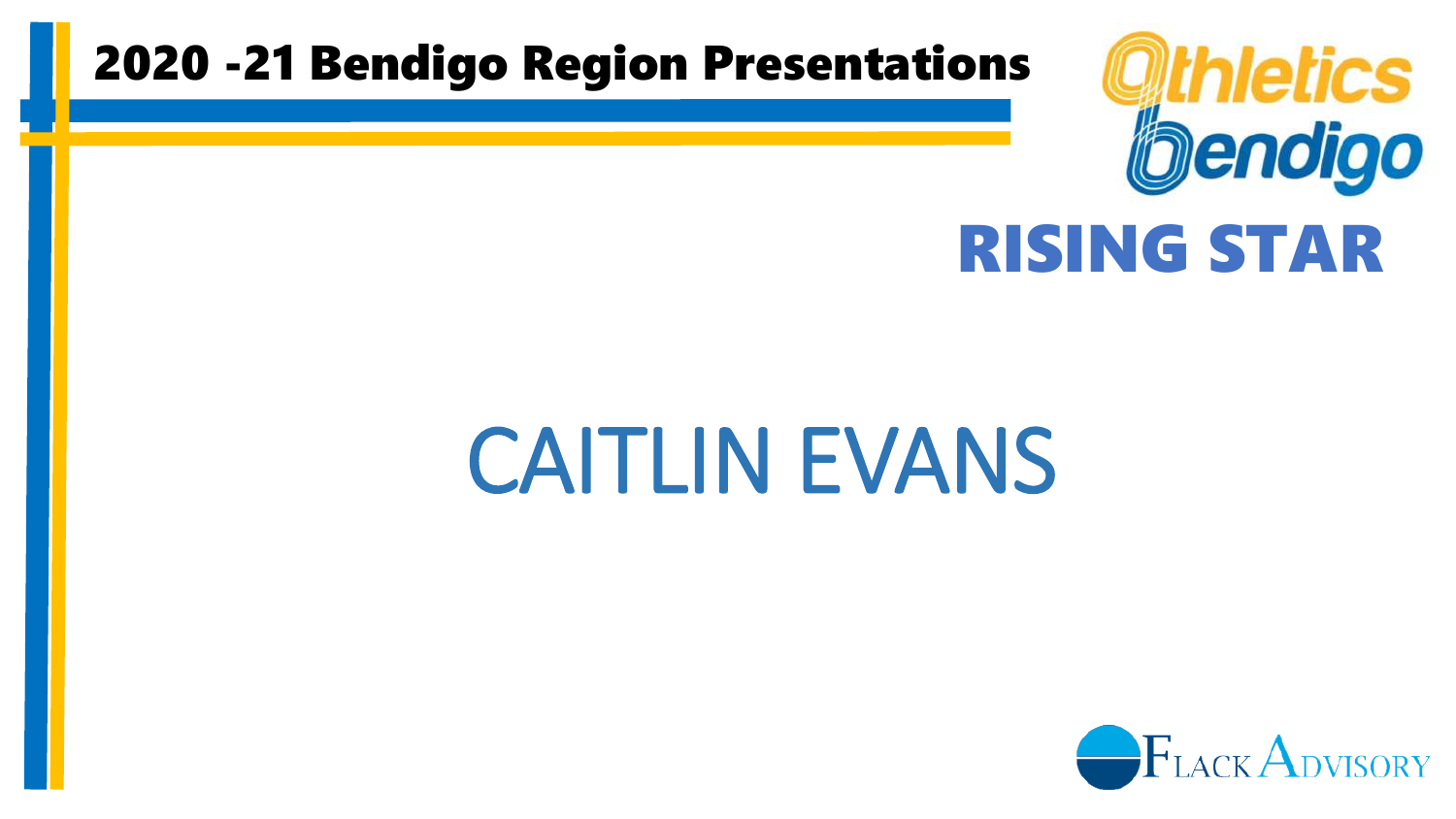# 2020 -21 Bendigo Region Presentations

Athletics Bendigo

## RISING STAR

CAITLIN EVANS

Flack Advisory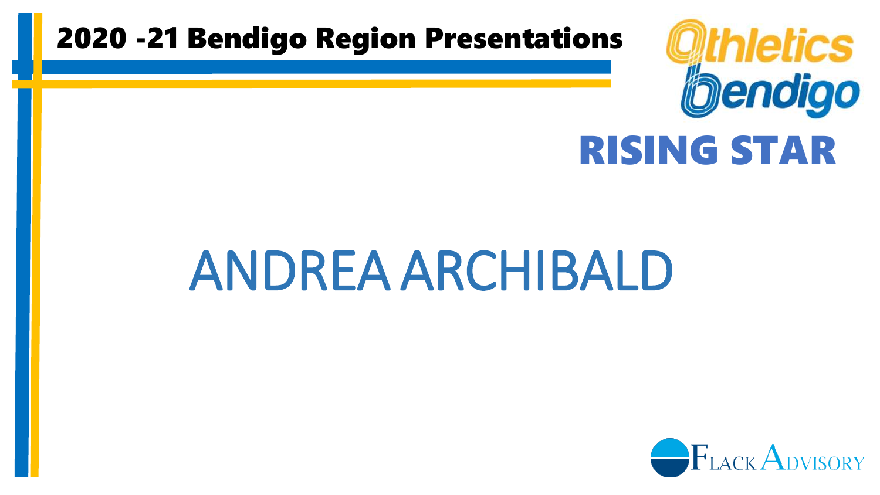# 2020 -21 Bendigo Region Presentations

Athletics Bendigo

## RISING STAR

ANDREA ARCHIBALD

Flack Advisory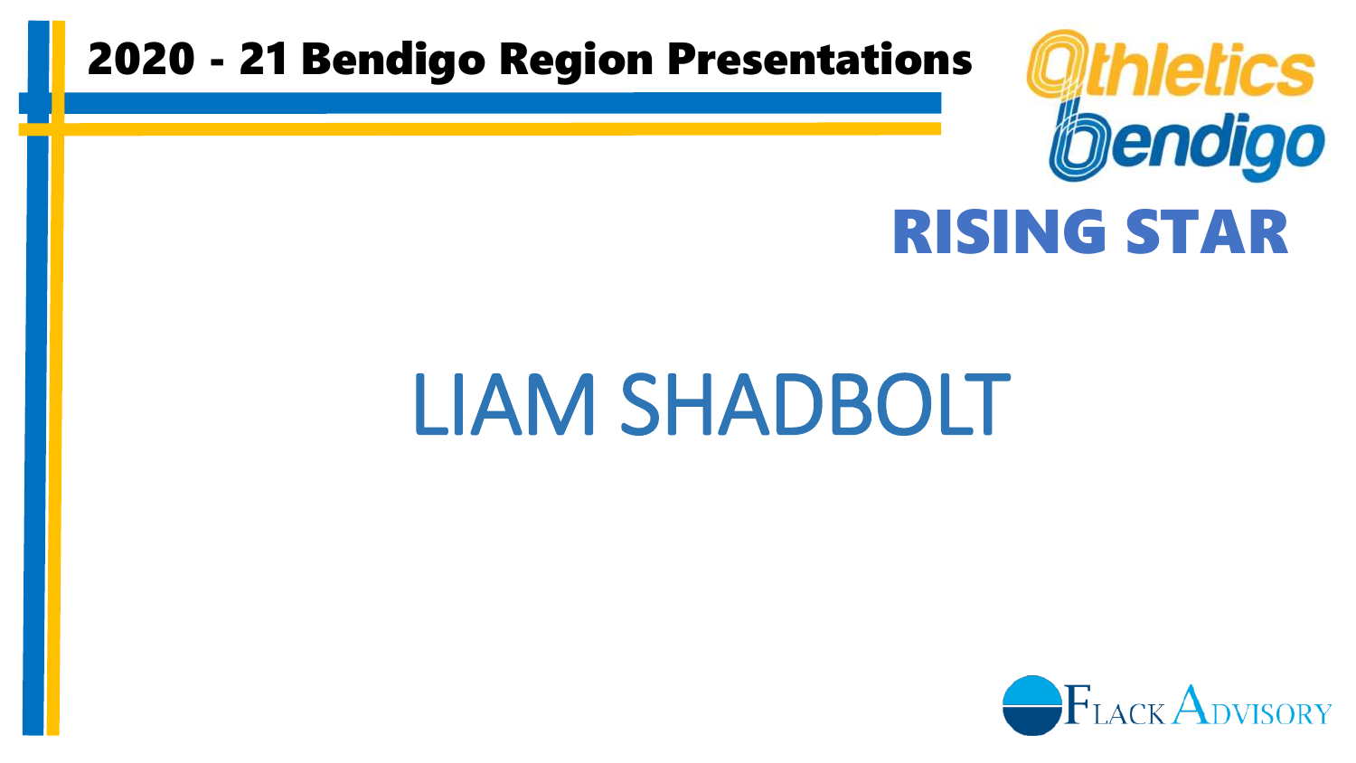# 2020 - 21 Bendigo Region Presentations

Athletics Bendigo

## RISING STAR

LIAM SHADBOLT

Flack Advisory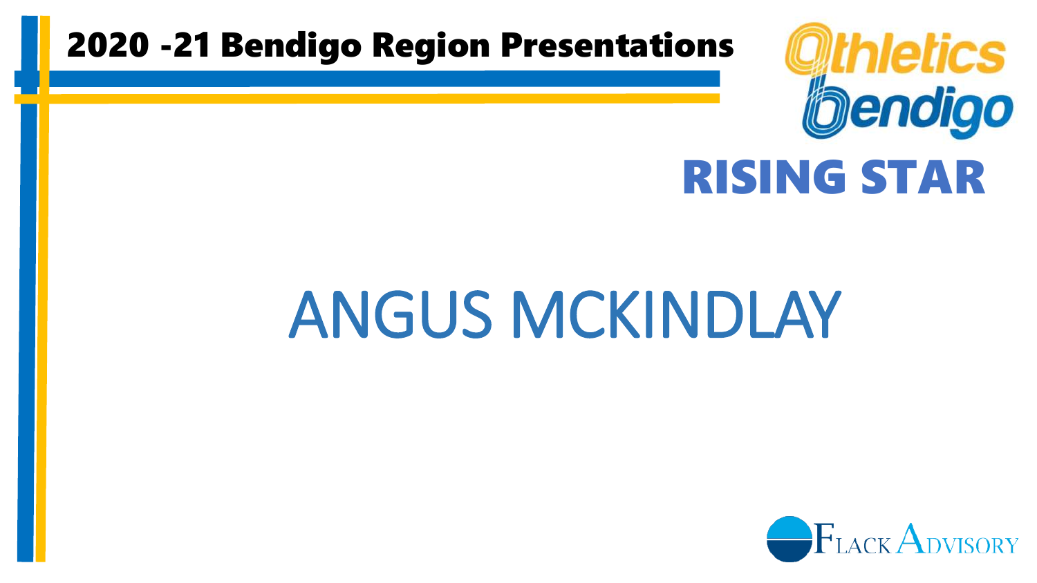# 2020 -21 Bendigo Region Presentations

Athletics Bendigo

## RISING STAR

ANGUS MCKINDLAY

Flack Advisory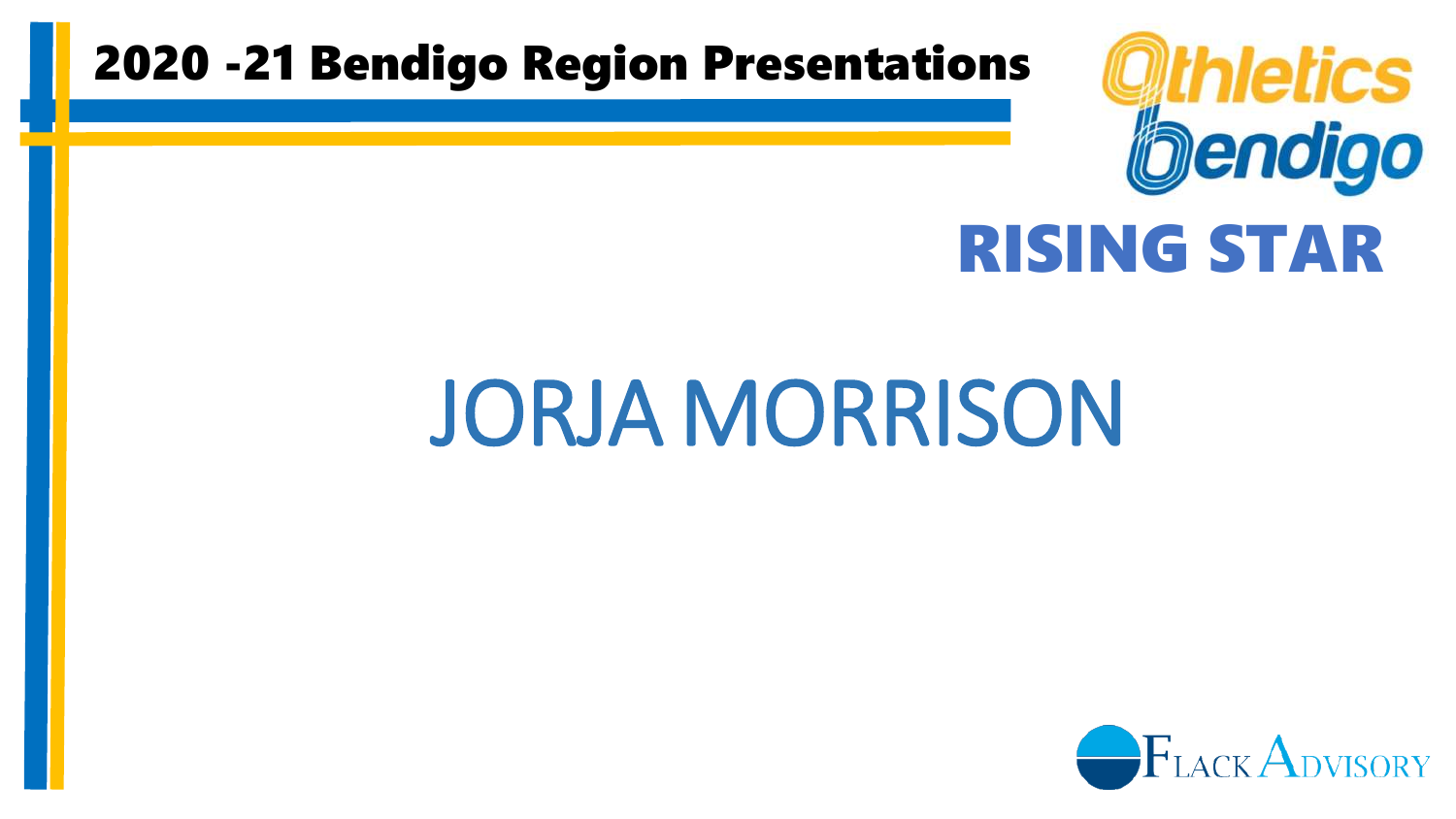# 2020 -21 Bendigo Region Presentations

Athletics Bendigo

## RISING STAR

# JORJA MORRISON

FLACK ADVISORY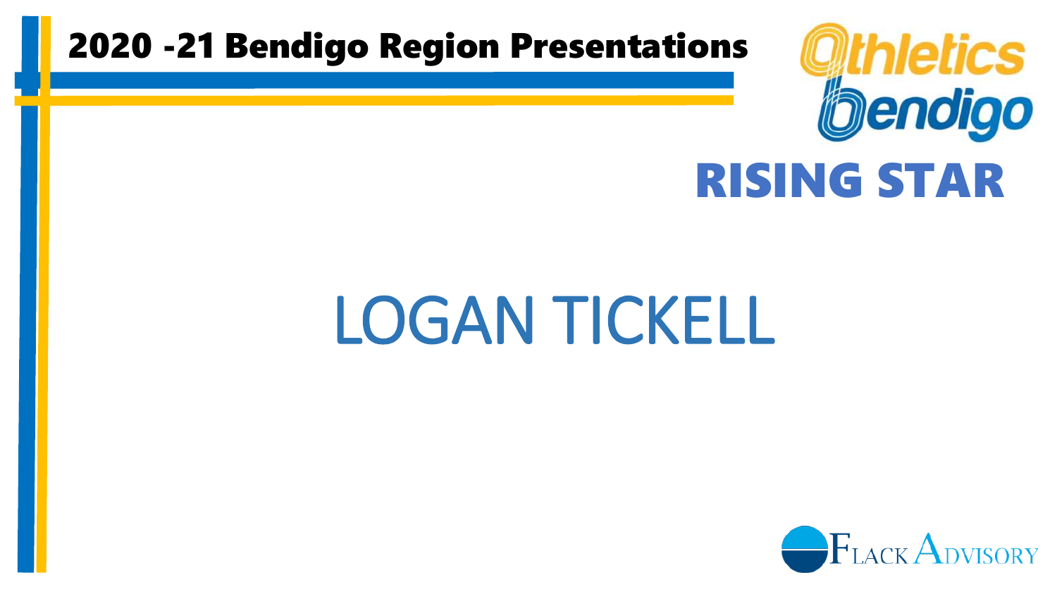# 2020 -21 Bendigo Region Presentations

Athletics Bendigo

## RISING STAR

LOGAN TICKELL

Flack Advisory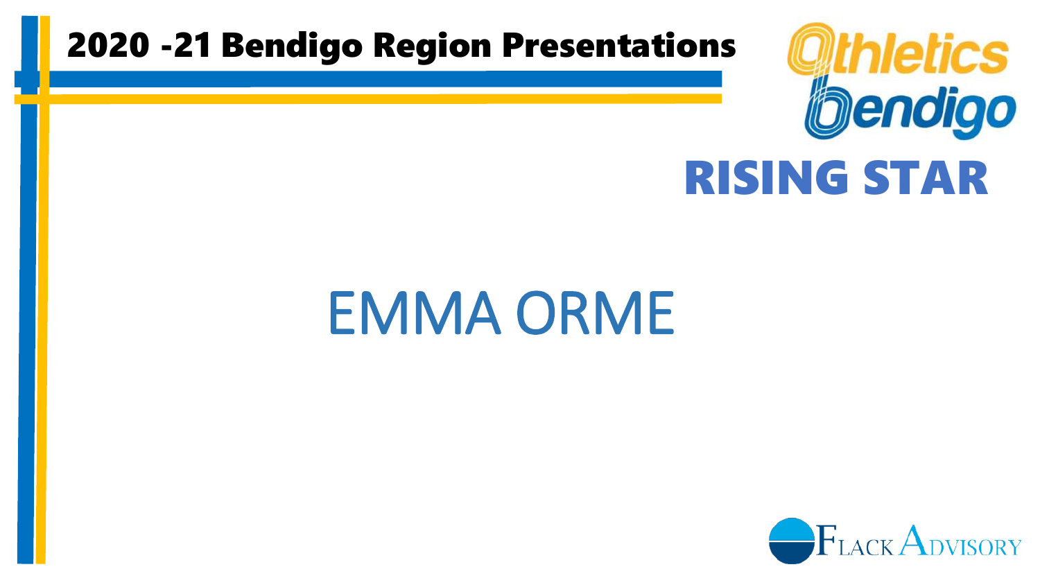# 2020 -21 Bendigo Region Presentations

Athletics Bendigo

## RISING STAR

EMMA ORME

Flack Advisory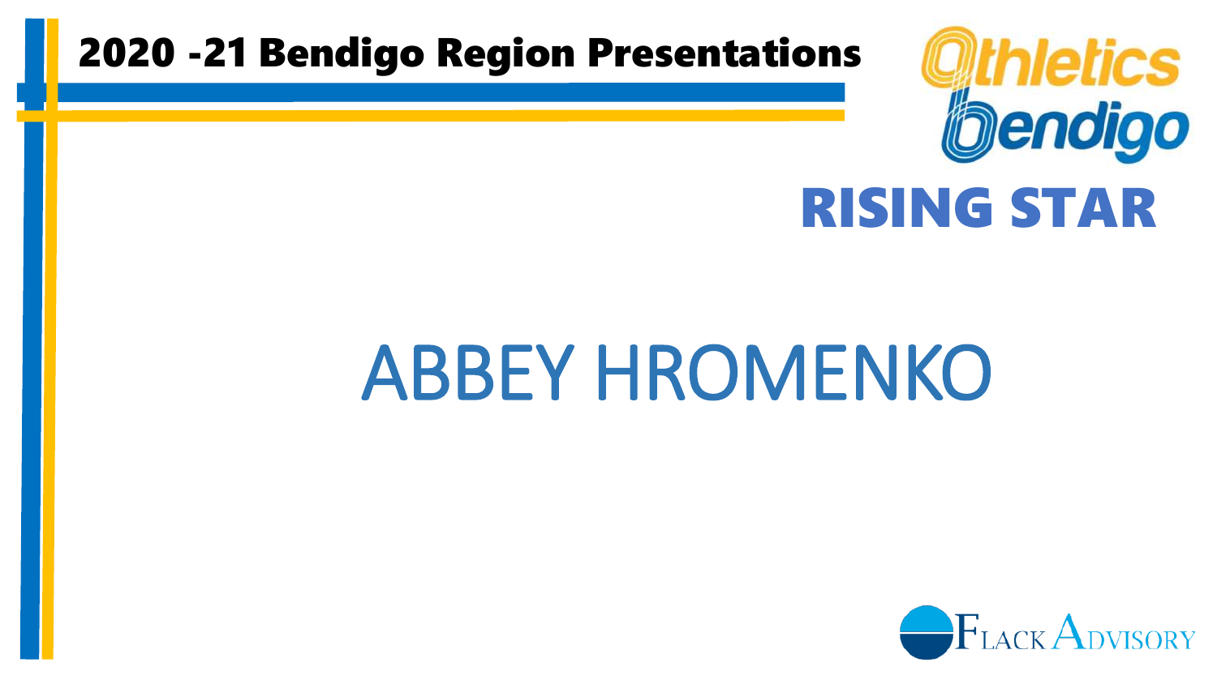# 2020 -21 Bendigo Region Presentations

Athletics Bendigo

## RISING STAR

ABBEY HROMENKO

Flack Advisory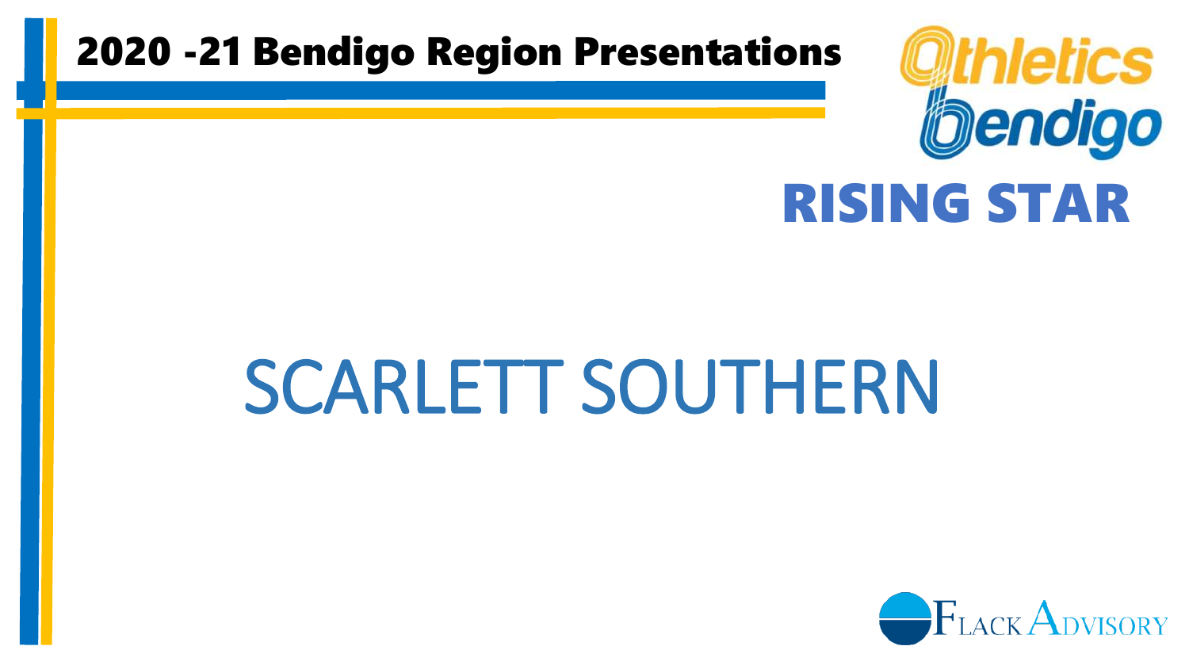# 2020 -21 Bendigo Region Presentations

Athletics Bendigo

## RISING STAR

SCARLETT SOUTHERN

Flack Advisory